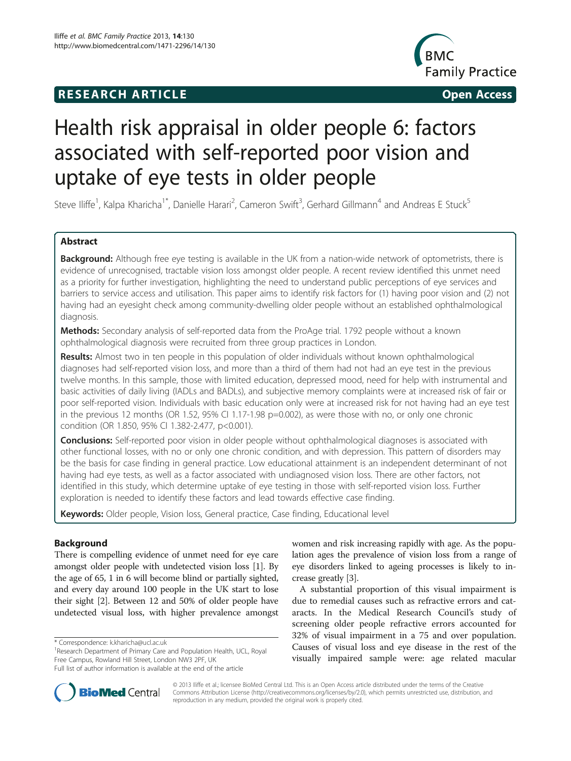**RESEARCH ARTICLE** **Open Access**

# Health risk appraisal in older people 6: factors associated with self-reported poor vision and uptake of eye tests in older people

Steve Iliffe[1], Kalpa Kharicha[1*], Danielle Harari[2], Cameron Swift[3], Gerhard Gillmann[4] and Andreas E Stuck[5]

## Abstract

**Background:** Although free eye testing is available in the UK from a nation-wide network of optometrists, there is evidence of unrecognised, tractable vision loss amongst older people. A recent review identified this unmet need as a priority for further investigation, highlighting the need to understand public perceptions of eye services and barriers to service access and utilisation. This paper aims to identify risk factors for (1) having poor vision and (2) not having had an eyesight check among community-dwelling older people without an established ophthalmological diagnosis.

**Methods:** Secondary analysis of self-reported data from the ProAge trial. 1792 people without a known ophthalmological diagnosis were recruited from three group practices in London.

**Results:** Almost two in ten people in this population of older individuals without known ophthalmological diagnoses had self-reported vision loss, and more than a third of them had not had an eye test in the previous twelve months. In this sample, those with limited education, depressed mood, need for help with instrumental and basic activities of daily living (IADLs and BADLs), and subjective memory complaints were at increased risk of fair or poor self-reported vision. Individuals with basic education only were at increased risk for not having had an eye test in the previous 12 months (OR 1.52, 95% CI 1.17-1.98 p=0.002), as were those with no, or only one chronic condition (OR 1.850, 95% CI 1.382-2.477, p<0.001).

**Conclusions:** Self-reported poor vision in older people without ophthalmological diagnoses is associated with other functional losses, with no or only one chronic condition, and with depression. This pattern of disorders may be the basis for case finding in general practice. Low educational attainment is an independent determinant of not having had eye tests, as well as a factor associated with undiagnosed vision loss. There are other factors, not identified in this study, which determine uptake of eye testing in those with self-reported vision loss. Further exploration is needed to identify these factors and lead towards effective case finding.

**Keywords:** Older people, Vision loss, General practice, Case finding, Educational level

## Background

There is compelling evidence of unmet need for eye care amongst older people with undetected vision loss [1]. By the age of 65, 1 in 6 will become blind or partially sighted, and every day around 100 people in the UK start to lose their sight [2]. Between 12 and 50% of older people have undetected visual loss, with higher prevalence amongst women and risk increasing rapidly with age. As the population ages the prevalence of vision loss from a range of eye disorders linked to ageing processes is likely to increase greatly [3].

A substantial proportion of this visual impairment is due to remedial causes such as refractive errors and cataracts. In the Medical Research Council's study of screening older people refractive errors accounted for 32% of visual impairment in a 75 and over population. Causes of visual loss and eye disease in the rest of the visually impaired sample were: age related macular

\* Correspondence: k.kharicha@ucl.ac.uk

[1]Research Department of Primary Care and Population Health, UCL, Royal Free Campus, Rowland Hill Street, London NW3 2PF, UK

Full list of author information is available at the end of the article

© 2013 Iliffe et al.; licensee BioMed Central Ltd. This is an Open Access article distributed under the terms of the Creative Commons Attribution License (http://creativecommons.org/licenses/by/2.0), which permits unrestricted use, distribution, and reproduction in any medium, provided the original work is properly cited.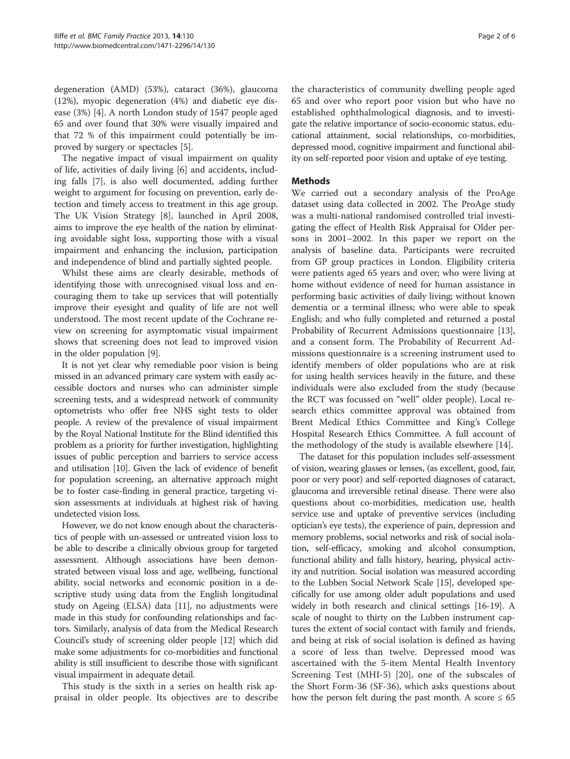degeneration (AMD) (53%), cataract (36%), glaucoma (12%), myopic degeneration (4%) and diabetic eye disease (3%) [4]. A north London study of 1547 people aged 65 and over found that 30% were visually impaired and that 72 % of this impairment could potentially be improved by surgery or spectacles [5].

The negative impact of visual impairment on quality of life, activities of daily living [6] and accidents, including falls [7], is also well documented, adding further weight to argument for focusing on prevention, early detection and timely access to treatment in this age group. The UK Vision Strategy [8], launched in April 2008, aims to improve the eye health of the nation by eliminating avoidable sight loss, supporting those with a visual impairment and enhancing the inclusion, participation and independence of blind and partially sighted people.

Whilst these aims are clearly desirable, methods of identifying those with unrecognised visual loss and encouraging them to take up services that will potentially improve their eyesight and quality of life are not well understood. The most recent update of the Cochrane review on screening for asymptomatic visual impairment shows that screening does not lead to improved vision in the older population [9].

It is not yet clear why remediable poor vision is being missed in an advanced primary care system with easily accessible doctors and nurses who can administer simple screening tests, and a widespread network of community optometrists who offer free NHS sight tests to older people. A review of the prevalence of visual impairment by the Royal National Institute for the Blind identified this problem as a priority for further investigation, highlighting issues of public perception and barriers to service access and utilisation [10]. Given the lack of evidence of benefit for population screening, an alternative approach might be to foster case-finding in general practice, targeting vision assessments at individuals at highest risk of having undetected vision loss.

However, we do not know enough about the characteristics of people with un-assessed or untreated vision loss to be able to describe a clinically obvious group for targeted assessment. Although associations have been demonstrated between visual loss and age, wellbeing, functional ability, social networks and economic position in a descriptive study using data from the English longitudinal study on Ageing (ELSA) data [11], no adjustments were made in this study for confounding relationships and factors. Similarly, analysis of data from the Medical Research Council's study of screening older people [12] which did make some adjustments for co-morbidities and functional ability is still insufficient to describe those with significant visual impairment in adequate detail.

This study is the sixth in a series on health risk appraisal in older people. Its objectives are to describe the characteristics of community dwelling people aged 65 and over who report poor vision but who have no established ophthalmological diagnosis, and to investigate the relative importance of socio-economic status, educational attainment, social relationships, co-morbidities, depressed mood, cognitive impairment and functional ability on self-reported poor vision and uptake of eye testing.

## Methods

We carried out a secondary analysis of the ProAge dataset using data collected in 2002. The ProAge study was a multi-national randomised controlled trial investigating the effect of Health Risk Appraisal for Older persons in 2001–2002. In this paper we report on the analysis of baseline data. Participants were recruited from GP group practices in London. Eligibility criteria were patients aged 65 years and over; who were living at home without evidence of need for human assistance in performing basic activities of daily living; without known dementia or a terminal illness; who were able to speak English; and who fully completed and returned a postal Probability of Recurrent Admissions questionnaire [13], and a consent form. The Probability of Recurrent Admissions questionnaire is a screening instrument used to identify members of older populations who are at risk for using health services heavily in the future, and these individuals were also excluded from the study (because the RCT was focussed on "well" older people). Local research ethics committee approval was obtained from Brent Medical Ethics Committee and King's College Hospital Research Ethics Committee. A full account of the methodology of the study is available elsewhere [14].

The dataset for this population includes self-assessment of vision, wearing glasses or lenses, (as excellent, good, fair, poor or very poor) and self-reported diagnoses of cataract, glaucoma and irreversible retinal disease. There were also questions about co-morbidities, medication use, health service use and uptake of preventive services (including optician's eye tests), the experience of pain, depression and memory problems, social networks and risk of social isolation, self-efficacy, smoking and alcohol consumption, functional ability and falls history, hearing, physical activity and nutrition. Social isolation was measured according to the Lubben Social Network Scale [15], developed specifically for use among older adult populations and used widely in both research and clinical settings [16-19]. A scale of nought to thirty on the Lubben instrument captures the extent of social contact with family and friends, and being at risk of social isolation is defined as having a score of less than twelve. Depressed mood was ascertained with the 5-item Mental Health Inventory Screening Test (MHI-5) [20], one of the subscales of the Short Form-36 (SF-36), which asks questions about how the person felt during the past month. A score ≤ 65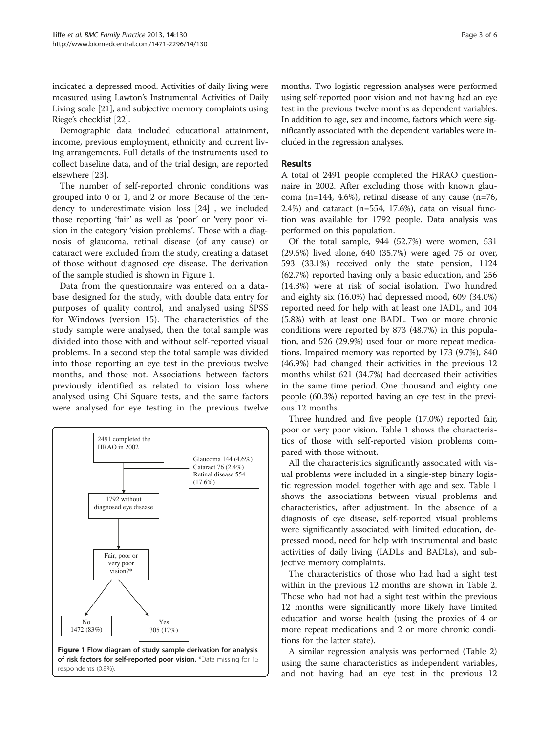indicated a depressed mood. Activities of daily living were measured using Lawton's Instrumental Activities of Daily Living scale [21], and subjective memory complaints using Riege's checklist [22].

Demographic data included educational attainment, income, previous employment, ethnicity and current living arrangements. Full details of the instruments used to collect baseline data, and of the trial design, are reported elsewhere [23].

The number of self-reported chronic conditions was grouped into 0 or 1, and 2 or more. Because of the tendency to underestimate vision loss [24] , we included those reporting 'fair' as well as 'poor' or 'very poor' vision in the category 'vision problems'. Those with a diagnosis of glaucoma, retinal disease (of any cause) or cataract were excluded from the study, creating a dataset of those without diagnosed eye disease. The derivation of the sample studied is shown in Figure 1.

Data from the questionnaire was entered on a database designed for the study, with double data entry for purposes of quality control, and analysed using SPSS for Windows (version 15). The characteristics of the study sample were analysed, then the total sample was divided into those with and without self-reported visual problems. In a second step the total sample was divided into those reporting an eye test in the previous twelve months, and those not. Associations between factors previously identified as related to vision loss where analysed using Chi Square tests, and the same factors were analysed for eye testing in the previous twelve months. Two logistic regression analyses were performed using self-reported poor vision and not having had an eye test in the previous twelve months as dependent variables. In addition to age, sex and income, factors which were significantly associated with the dependent variables were included in the regression analyses.

2491 completed the HRAO in 2002

Glaucoma 144 (4.6%)
Cataract 76 (2.4%)
Retinal disease 554 (17.6%)

1792 without diagnosed eye disease

Fair, poor or very poor vision?*

No 1472 (83%)

Yes 305 (17%)

**Figure 1 Flow diagram of study sample derivation for analysis of risk factors for self-reported poor vision.** *Data missing for 15 respondents (0.8%).

## Results

A total of 2491 people completed the HRAO questionnaire in 2002. After excluding those with known glaucoma (n=144, 4.6%), retinal disease of any cause (n=76, 2.4%) and cataract (n=554, 17.6%), data on visual function was available for 1792 people. Data analysis was performed on this population.

Of the total sample, 944 (52.7%) were women, 531 (29.6%) lived alone, 640 (35.7%) were aged 75 or over, 593 (33.1%) received only the state pension, 1124 (62.7%) reported having only a basic education, and 256 (14.3%) were at risk of social isolation. Two hundred and eighty six (16.0%) had depressed mood, 609 (34.0%) reported need for help with at least one IADL, and 104 (5.8%) with at least one BADL. Two or more chronic conditions were reported by 873 (48.7%) in this population, and 526 (29.9%) used four or more repeat medications. Impaired memory was reported by 173 (9.7%), 840 (46.9%) had changed their activities in the previous 12 months whilst 621 (34.7%) had decreased their activities in the same time period. One thousand and eighty one people (60.3%) reported having an eye test in the previous 12 months.

Three hundred and five people (17.0%) reported fair, poor or very poor vision. Table 1 shows the characteristics of those with self-reported vision problems compared with those without.

All the characteristics significantly associated with visual problems were included in a single-step binary logistic regression model, together with age and sex. Table 1 shows the associations between visual problems and characteristics, after adjustment. In the absence of a diagnosis of eye disease, self-reported visual problems were significantly associated with limited education, depressed mood, need for help with instrumental and basic activities of daily living (IADLs and BADLs), and subjective memory complaints.

The characteristics of those who had had a sight test within in the previous 12 months are shown in Table 2. Those who had not had a sight test within the previous 12 months were significantly more likely have limited education and worse health (using the proxies of 4 or more repeat medications and 2 or more chronic conditions for the latter state).

A similar regression analysis was performed (Table 2) using the same characteristics as independent variables, and not having had an eye test in the previous 12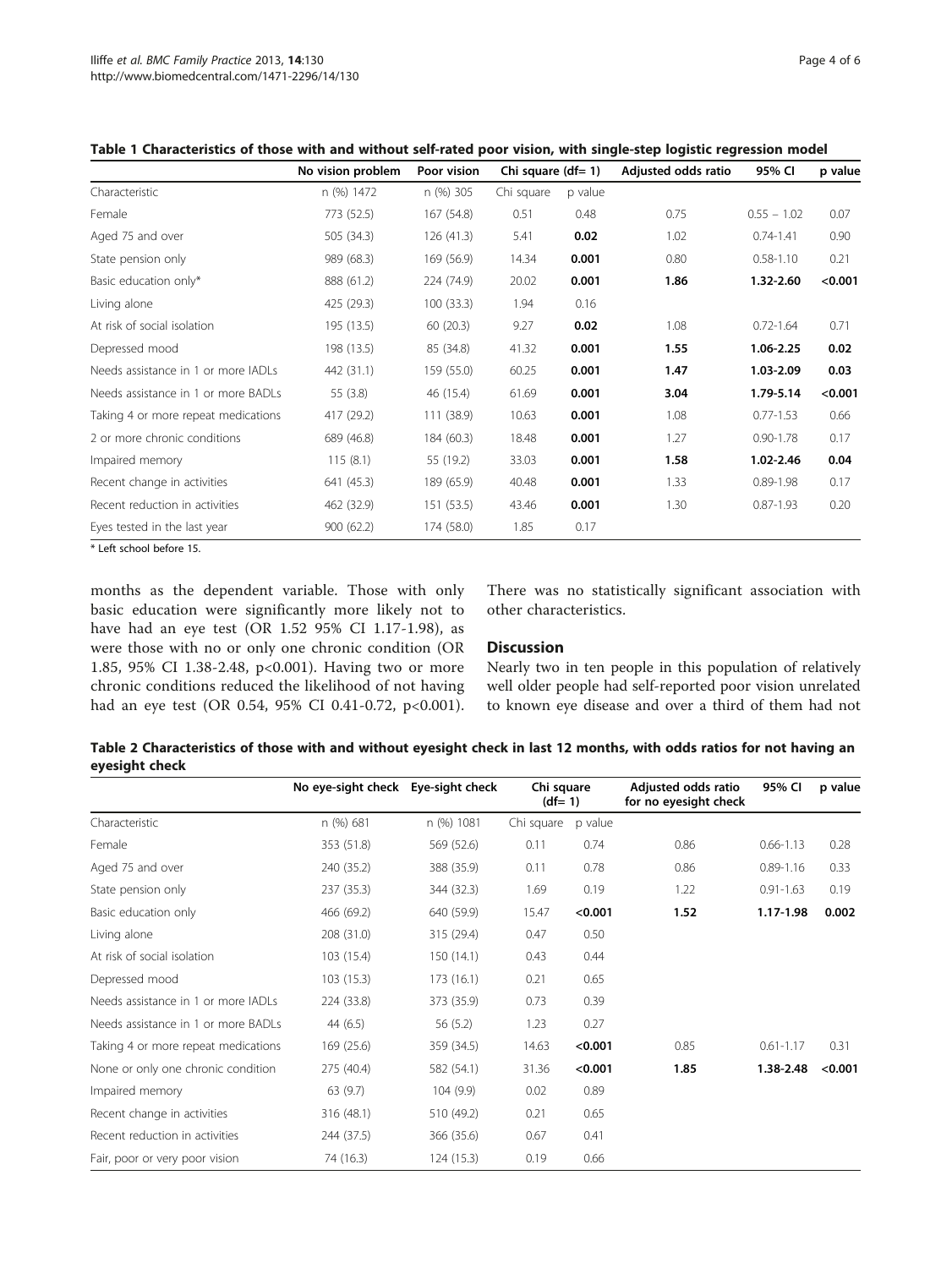**Table 1 Characteristics of those with and without self-rated poor vision, with single-step logistic regression model**

| | No vision problem | Poor vision | Chi square (df= 1) | | Adjusted odds ratio | 95% CI | p value |
|---|---|---|---|---|---|---|---|
| Characteristic | n (%) 1472 | n (%) 305 | Chi square | p value | | | |
| Female | 773 (52.5) | 167 (54.8) | 0.51 | 0.48 | 0.75 | 0.55 – 1.02 | 0.07 |
| Aged 75 and over | 505 (34.3) | 126 (41.3) | 5.41 | **0.02** | 1.02 | 0.74-1.41 | 0.90 |
| State pension only | 989 (68.3) | 169 (56.9) | 14.34 | **0.001** | 0.80 | 0.58-1.10 | 0.21 |
| Basic education only* | 888 (61.2) | 224 (74.9) | 20.02 | **0.001** | **1.86** | **1.32-2.60** | **<0.001** |
| Living alone | 425 (29.3) | 100 (33.3) | 1.94 | 0.16 | | | |
| At risk of social isolation | 195 (13.5) | 60 (20.3) | 9.27 | **0.02** | 1.08 | 0.72-1.64 | 0.71 |
| Depressed mood | 198 (13.5) | 85 (34.8) | 41.32 | **0.001** | **1.55** | **1.06-2.25** | **0.02** |
| Needs assistance in 1 or more IADLs | 442 (31.1) | 159 (55.0) | 60.25 | **0.001** | **1.47** | **1.03-2.09** | **0.03** |
| Needs assistance in 1 or more BADLs | 55 (3.8) | 46 (15.4) | 61.69 | **0.001** | **3.04** | **1.79-5.14** | **<0.001** |
| Taking 4 or more repeat medications | 417 (29.2) | 111 (38.9) | 10.63 | **0.001** | 1.08 | 0.77-1.53 | 0.66 |
| 2 or more chronic conditions | 689 (46.8) | 184 (60.3) | 18.48 | **0.001** | 1.27 | 0.90-1.78 | 0.17 |
| Impaired memory | 115 (8.1) | 55 (19.2) | 33.03 | **0.001** | **1.58** | **1.02-2.46** | **0.04** |
| Recent change in activities | 641 (45.3) | 189 (65.9) | 40.48 | **0.001** | 1.33 | 0.89-1.98 | 0.17 |
| Recent reduction in activities | 462 (32.9) | 151 (53.5) | 43.46 | **0.001** | 1.30 | 0.87-1.93 | 0.20 |
| Eyes tested in the last year | 900 (62.2) | 174 (58.0) | 1.85 | 0.17 | | | |

\* Left school before 15.

months as the dependent variable. Those with only basic education were significantly more likely not to have had an eye test (OR 1.52 95% CI 1.17-1.98), as were those with no or only one chronic condition (OR 1.85, 95% CI 1.38-2.48, p<0.001). Having two or more chronic conditions reduced the likelihood of not having had an eye test (OR 0.54, 95% CI 0.41-0.72, p<0.001). There was no statistically significant association with other characteristics.

## Discussion

Nearly two in ten people in this population of relatively well older people had self-reported poor vision unrelated to known eye disease and over a third of them had not

**Table 2 Characteristics of those with and without eyesight check in last 12 months, with odds ratios for not having an eyesight check**

| | No eye-sight check | Eye-sight check | Chi square (df= 1) | | Adjusted odds ratio for no eyesight check | 95% CI | p value |
|---|---|---|---|---|---|---|---|
| Characteristic | n (%) 681 | n (%) 1081 | Chi square | p value | | | |
| Female | 353 (51.8) | 569 (52.6) | 0.11 | 0.74 | 0.86 | 0.66-1.13 | 0.28 |
| Aged 75 and over | 240 (35.2) | 388 (35.9) | 0.11 | 0.78 | 0.86 | 0.89-1.16 | 0.33 |
| State pension only | 237 (35.3) | 344 (32.3) | 1.69 | 0.19 | 1.22 | 0.91-1.63 | 0.19 |
| Basic education only | 466 (69.2) | 640 (59.9) | 15.47 | **<0.001** | **1.52** | **1.17-1.98** | **0.002** |
| Living alone | 208 (31.0) | 315 (29.4) | 0.47 | 0.50 | | | |
| At risk of social isolation | 103 (15.4) | 150 (14.1) | 0.43 | 0.44 | | | |
| Depressed mood | 103 (15.3) | 173 (16.1) | 0.21 | 0.65 | | | |
| Needs assistance in 1 or more IADLs | 224 (33.8) | 373 (35.9) | 0.73 | 0.39 | | | |
| Needs assistance in 1 or more BADLs | 44 (6.5) | 56 (5.2) | 1.23 | 0.27 | | | |
| Taking 4 or more repeat medications | 169 (25.6) | 359 (34.5) | 14.63 | **<0.001** | 0.85 | 0.61-1.17 | 0.31 |
| None or only one chronic condition | 275 (40.4) | 582 (54.1) | 31.36 | **<0.001** | **1.85** | **1.38-2.48** | **<0.001** |
| Impaired memory | 63 (9.7) | 104 (9.9) | 0.02 | 0.89 | | | |
| Recent change in activities | 316 (48.1) | 510 (49.2) | 0.21 | 0.65 | | | |
| Recent reduction in activities | 244 (37.5) | 366 (35.6) | 0.67 | 0.41 | | | |
| Fair, poor or very poor vision | 74 (16.3) | 124 (15.3) | 0.19 | 0.66 | | | |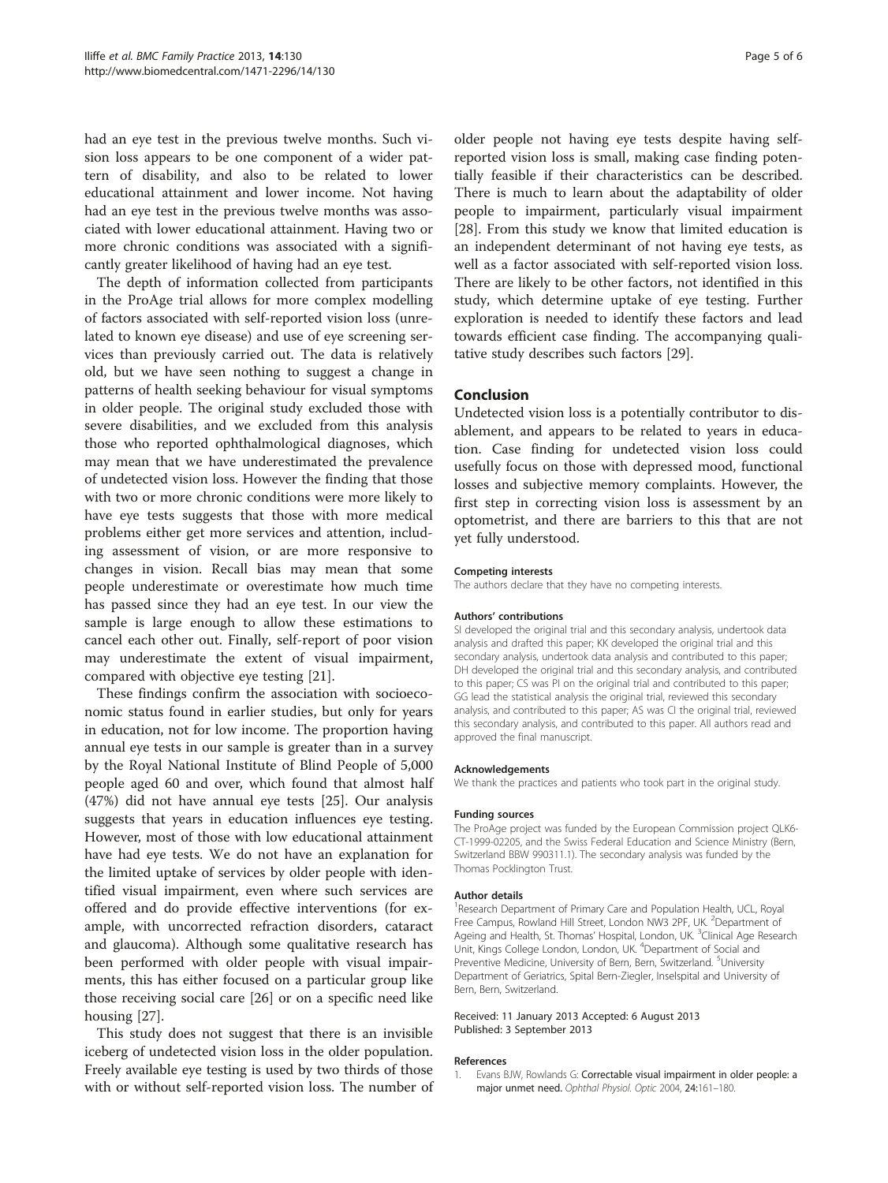had an eye test in the previous twelve months. Such vision loss appears to be one component of a wider pattern of disability, and also to be related to lower educational attainment and lower income. Not having had an eye test in the previous twelve months was associated with lower educational attainment. Having two or more chronic conditions was associated with a significantly greater likelihood of having had an eye test.

The depth of information collected from participants in the ProAge trial allows for more complex modelling of factors associated with self-reported vision loss (unrelated to known eye disease) and use of eye screening services than previously carried out. The data is relatively old, but we have seen nothing to suggest a change in patterns of health seeking behaviour for visual symptoms in older people. The original study excluded those with severe disabilities, and we excluded from this analysis those who reported ophthalmological diagnoses, which may mean that we have underestimated the prevalence of undetected vision loss. However the finding that those with two or more chronic conditions were more likely to have eye tests suggests that those with more medical problems either get more services and attention, including assessment of vision, or are more responsive to changes in vision. Recall bias may mean that some people underestimate or overestimate how much time has passed since they had an eye test. In our view the sample is large enough to allow these estimations to cancel each other out. Finally, self-report of poor vision may underestimate the extent of visual impairment, compared with objective eye testing [21].

These findings confirm the association with socioeconomic status found in earlier studies, but only for years in education, not for low income. The proportion having annual eye tests in our sample is greater than in a survey by the Royal National Institute of Blind People of 5,000 people aged 60 and over, which found that almost half (47%) did not have annual eye tests [25]. Our analysis suggests that years in education influences eye testing. However, most of those with low educational attainment have had eye tests. We do not have an explanation for the limited uptake of services by older people with identified visual impairment, even where such services are offered and do provide effective interventions (for example, with uncorrected refraction disorders, cataract and glaucoma). Although some qualitative research has been performed with older people with visual impairments, this has either focused on a particular group like those receiving social care [26] or on a specific need like housing [27].

This study does not suggest that there is an invisible iceberg of undetected vision loss in the older population. Freely available eye testing is used by two thirds of those with or without self-reported vision loss. The number of older people not having eye tests despite having self-reported vision loss is small, making case finding potentially feasible if their characteristics can be described. There is much to learn about the adaptability of older people to impairment, particularly visual impairment [28]. From this study we know that limited education is an independent determinant of not having eye tests, as well as a factor associated with self-reported vision loss. There are likely to be other factors, not identified in this study, which determine uptake of eye testing. Further exploration is needed to identify these factors and lead towards efficient case finding. The accompanying qualitative study describes such factors [29].

## Conclusion

Undetected vision loss is a potentially contributor to disablement, and appears to be related to years in education. Case finding for undetected vision loss could usefully focus on those with depressed mood, functional losses and subjective memory complaints. However, the first step in correcting vision loss is assessment by an optometrist, and there are barriers to this that are not yet fully understood.

#### Competing interests

The authors declare that they have no competing interests.

#### Authors' contributions

SI developed the original trial and this secondary analysis, undertook data analysis and drafted this paper; KK developed the original trial and this secondary analysis, undertook data analysis and contributed to this paper; DH developed the original trial and this secondary analysis, and contributed to this paper; CS was PI on the original trial and contributed to this paper; GG lead the statistical analysis the original trial, reviewed this secondary analysis, and contributed to this paper; AS was CI the original trial, reviewed this secondary analysis, and contributed to this paper. All authors read and approved the final manuscript.

#### Acknowledgements

We thank the practices and patients who took part in the original study.

#### Funding sources

The ProAge project was funded by the European Commission project QLK6-CT-1999-02205, and the Swiss Federal Education and Science Ministry (Bern, Switzerland BBW 990311.1). The secondary analysis was funded by the Thomas Pocklington Trust.

#### Author details

[1]Research Department of Primary Care and Population Health, UCL, Royal Free Campus, Rowland Hill Street, London NW3 2PF, UK. [2]Department of Ageing and Health, St. Thomas' Hospital, London, UK. [3]Clinical Age Research Unit, Kings College London, London, UK. [4]Department of Social and Preventive Medicine, University of Bern, Bern, Switzerland. [5]University Department of Geriatrics, Spital Bern-Ziegler, Inselspital and University of Bern, Bern, Switzerland.

Received: 11 January 2013 Accepted: 6 August 2013
Published: 3 September 2013

#### References

1. Evans BJW, Rowlands G: **Correctable visual impairment in older people: a major unmet need.** *Ophthal Physiol. Optic* 2004, **24**:161–180.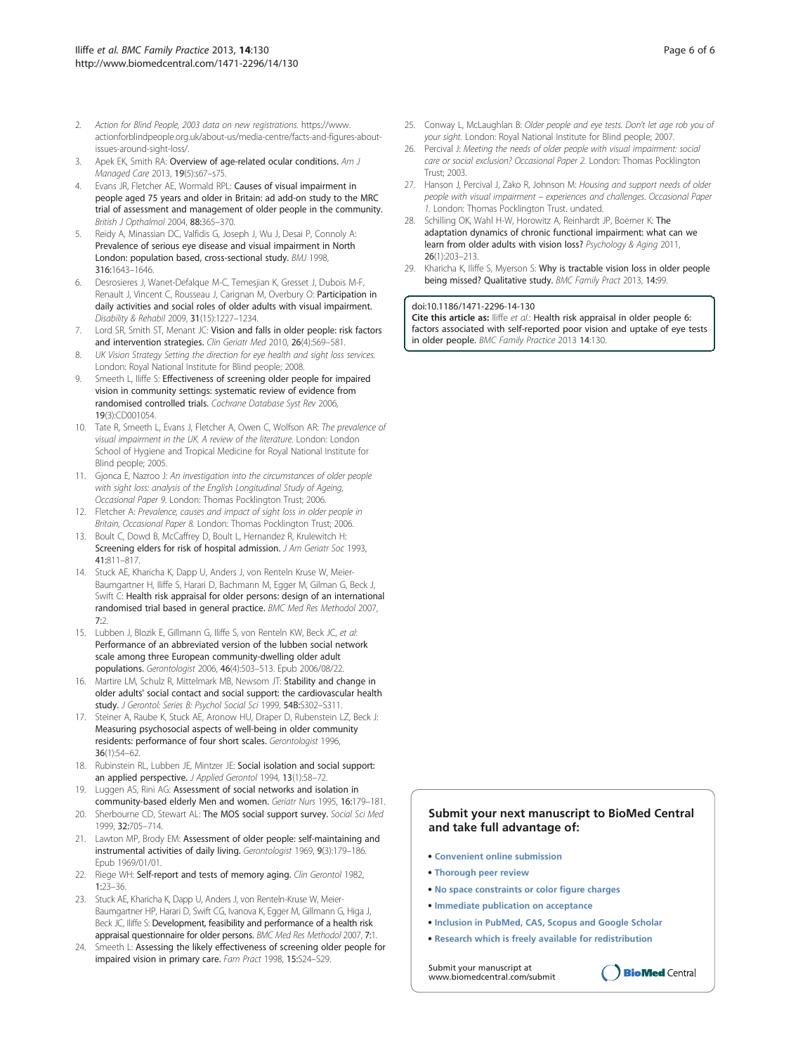2. *Action for Blind People, 2003 data on new registrations.* https://www.actionforblindpeople.org.uk/about-us/media-centre/facts-and-figures-about-issues-around-sight-loss/.
3. Apek EK, Smith RA: **Overview of age-related ocular conditions.** *Am J Managed Care* 2013, **19**(5):s67–s75.
4. Evans JR, Fletcher AE, Wormald RPL: **Causes of visual impairment in people aged 75 years and older in Britain: ad add-on study to the MRC trial of assessment and management of older people in the community.** *British J Opthalmol* 2004, **88:**365–370.
5. Reidy A, Minassian DC, Valfidis G, Joseph J, Wu J, Desai P, Connoly A: **Prevalence of serious eye disease and visual impairment in North London: population based, cross-sectional study.** *BMJ* 1998, **316:**1643–1646.
6. Desrosieres J, Wanet-Defalque M-C, Temesjian K, Gresset J, Dubois M-F, Renault J, Vincent C, Rousseau J, Carignan M, Overbury O: **Participation in daily activities and social roles of older adults with visual impairment.** *Disability & Rehabil* 2009, **31**(15):1227–1234.
7. Lord SR, Smith ST, Menant JC: **Vision and falls in older people: risk factors and intervention strategies.** *Clin Geriatr Med* 2010, **26**(4):569–581.
8. *UK Vision Strategy Setting the direction for eye health and sight loss services.* London: Royal National Institute for Blind people; 2008.
9. Smeeth L, Iliffe S: **Effectiveness of screening older people for impaired vision in community settings: systematic review of evidence from randomised controlled trials.** *Cochrane Database Syst Rev* 2006, **19**(3):CD001054.
10. Tate R, Smeeth L, Evans J, Fletcher A, Owen C, Wolfson AR: *The prevalence of visual impairment in the UK. A review of the literature.* London: London School of Hygiene and Tropical Medicine for Royal National Institute for Blind people; 2005.
11. Gjonca E, Nazroo J: *An investigation into the circumstances of older people with sight loss: analysis of the English Longitudinal Study of Ageing, Occasional Paper 9.* London: Thomas Pocklington Trust; 2006.
12. Fletcher A: *Prevalence, causes and impact of sight loss in older people in Britain, Occasional Paper 8.* London: Thomas Pocklington Trust; 2006.
13. Boult C, Dowd B, McCaffrey D, Boult L, Hernandez R, Krulewitch H: **Screening elders for risk of hospital admission.** *J Am Geriatr Soc* 1993, **41:**811–817.
14. Stuck AE, Kharicha K, Dapp U, Anders J, von Renteln Kruse W, Meier-Baumgartner H, Iliffe S, Harari D, Bachmann M, Egger M, Gilman G, Beck J, Swift C: **Health risk appraisal for older persons: design of an international randomised trial based in general practice.** *BMC Med Res Methodol* 2007, **7:**2.
15. Lubben J, Blozik E, Gillmann G, Iliffe S, von Renteln KW, Beck JC, *et al*: **Performance of an abbreviated version of the lubben social network scale among three European community-dwelling older adult populations.** *Gerontologist* 2006, **46**(4):503–513. Epub 2006/08/22.
16. Martire LM, Schulz R, Mittelmark MB, Newsom JT: **Stability and change in older adults' social contact and social support: the cardiovascular health study.** *J Gerontol: Series B: Psychol Social Sci* 1999, **54B:**S302–S311.
17. Steiner A, Raube K, Stuck AE, Aronow HU, Draper D, Rubenstein LZ, Beck J: **Measuring psychosocial aspects of well-being in older community residents: performance of four short scales.** *Gerontologist* 1996, **36**(1):54–62.
18. Rubinstein RL, Lubben JE, Mintzer JE: **Social isolation and social support: an applied perspective.** *J Applied Gerontol* 1994, **13**(1):58–72.
19. Luggen AS, Rini AG: **Assessment of social networks and isolation in community-based elderly Men and women.** *Geriatr Nurs* 1995, **16:**179–181.
20. Sherbourne CD, Stewart AL: **The MOS social support survey.** *Social Sci Med* 1999, **32:**705–714.
21. Lawton MP, Brody EM: **Assessment of older people: self-maintaining and instrumental activities of daily living.** *Gerontologist* 1969, **9**(3):179–186. Epub 1969/01/01.
22. Riege WH: **Self-report and tests of memory aging.** *Clin Gerontol* 1982, **1:**23–36.
23. Stuck AE, Kharicha K, Dapp U, Anders J, von Renteln-Kruse W, Meier-Baumgartner HP, Harari D, Swift CG, Ivanova K, Egger M, Gillmann G, Higa J, Beck JC, Iliffe S: **Development, feasibility and performance of a health risk appraisal questionnaire for older persons.** *BMC Med Res Methodol* 2007, **7:**1.
24. Smeeth L: **Assessing the likely effectiveness of screening older people for impaired vision in primary care.** *Fam Pract* 1998, **15:**S24–S29.
25. Conway L, McLaughlan B: *Older people and eye tests. Don't let age rob you of your sight.* London: Royal National Institute for Blind people; 2007.
26. Percival J: *Meeting the needs of older people with visual impairment: social care or social exclusion? Occasional Paper 2.* London: Thomas Pocklington Trust; 2003.
27. Hanson J, Percival J, Zako R, Johnson M: *Housing and support needs of older people with visual impairment – experiences and challenges. Occasional Paper 1.* London: Thomas Pocklington Trust. undated.
28. Schilling OK, Wahl H-W, Horowitz A, Reinhardt JP, Boerner K: **The adaptation dynamics of chronic functional impairment: what can we learn from older adults with vision loss?** *Psychology & Aging* 2011, **26**(1):203–213.
29. Kharicha K, Iliffe S, Myerson S: **Why is tractable vision loss in older people being missed? Qualitative study.** *BMC Family Pract* 2013, **14:**99.

doi:10.1186/1471-2296-14-130
**Cite this article as:** Iliffe *et al.*: Health risk appraisal in older people 6: factors associated with self-reported poor vision and uptake of eye tests in older people. *BMC Family Practice* 2013 **14**:130.

**Submit your next manuscript to BioMed Central and take full advantage of:**

- **Convenient online submission**
- **Thorough peer review**
- **No space constraints or color figure charges**
- **Immediate publication on acceptance**
- **Inclusion in PubMed, CAS, Scopus and Google Scholar**
- **Research which is freely available for redistribution**

Submit your manuscript at www.biomedcentral.com/submit

BioMed Central